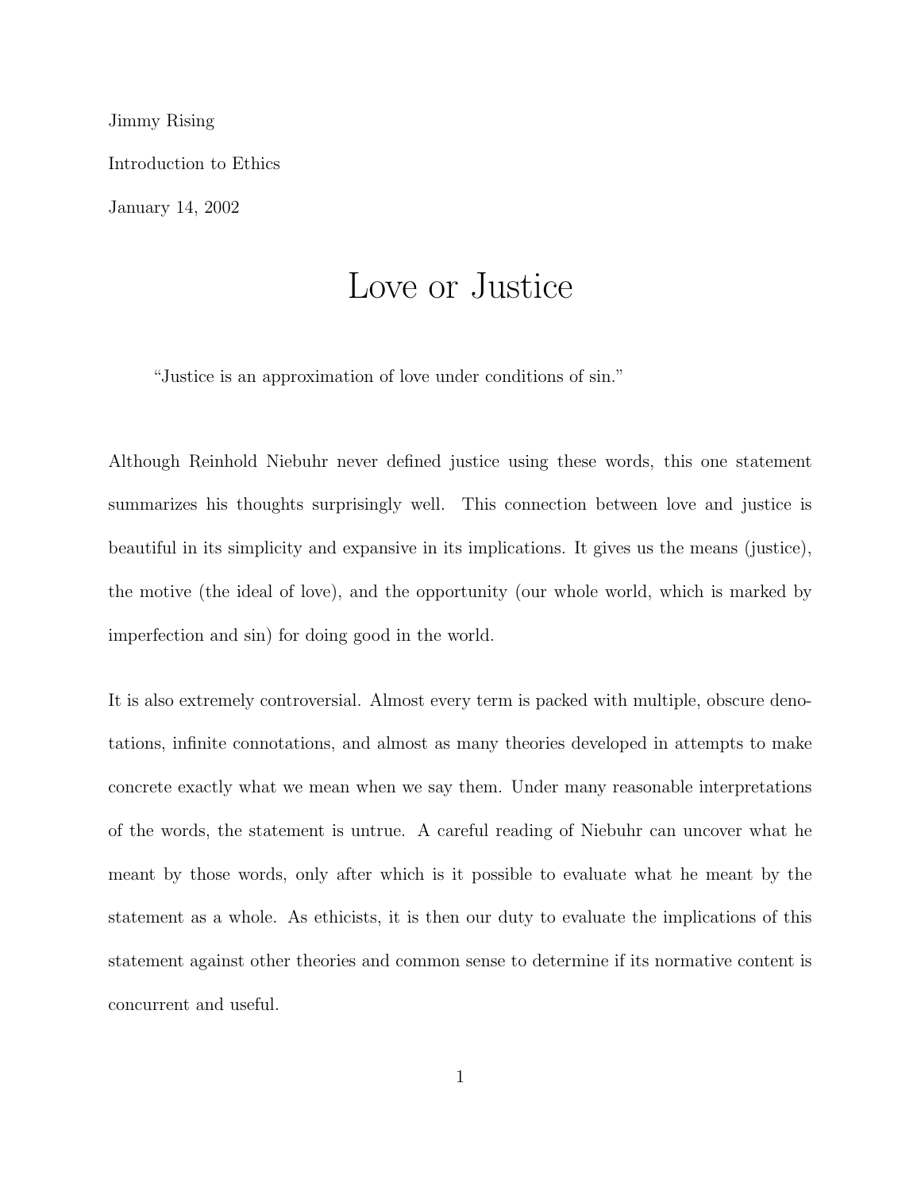Jimmy Rising

Introduction to Ethics

January 14, 2002

# Love or Justice

> "Justice is an approximation of love under conditions of sin."

Although Reinhold Niebuhr never defined justice using these words, this one statement summarizes his thoughts surprisingly well. This connection between love and justice is beautiful in its simplicity and expansive in its implications. It gives us the means (justice), the motive (the ideal of love), and the opportunity (our whole world, which is marked by imperfection and sin) for doing good in the world.

It is also extremely controversial. Almost every term is packed with multiple, obscure denotations, infinite connotations, and almost as many theories developed in attempts to make concrete exactly what we mean when we say them. Under many reasonable interpretations of the words, the statement is untrue. A careful reading of Niebuhr can uncover what he meant by those words, only after which is it possible to evaluate what he meant by the statement as a whole. As ethicists, it is then our duty to evaluate the implications of this statement against other theories and common sense to determine if its normative content is concurrent and useful.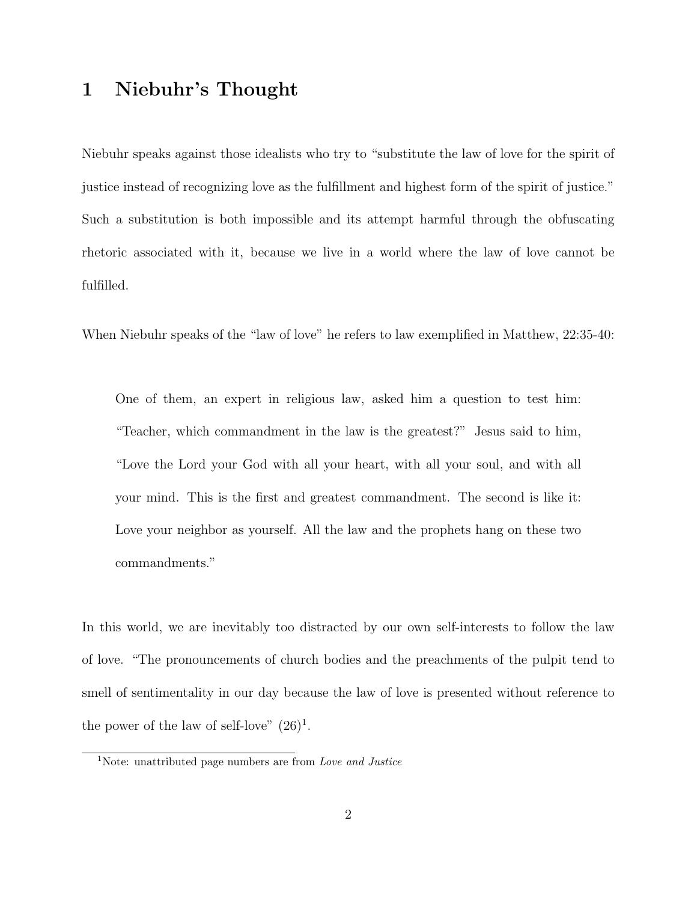# 1 Niebuhr's Thought

Niebuhr speaks against those idealists who try to "substitute the law of love for the spirit of justice instead of recognizing love as the fulfillment and highest form of the spirit of justice." Such a substitution is both impossible and its attempt harmful through the obfuscating rhetoric associated with it, because we live in a world where the law of love cannot be fulfilled.

When Niebuhr speaks of the "law of love" he refers to law exemplified in Matthew, 22:35-40:

> One of them, an expert in religious law, asked him a question to test him: "Teacher, which commandment in the law is the greatest?" Jesus said to him, "Love the Lord your God with all your heart, with all your soul, and with all your mind. This is the first and greatest commandment. The second is like it: Love your neighbor as yourself. All the law and the prophets hang on these two commandments."

In this world, we are inevitably too distracted by our own self-interests to follow the law of love. "The pronouncements of church bodies and the preachments of the pulpit tend to smell of sentimentality in our day because the law of love is presented without reference to the power of the law of self-love" (26)[1].

[1]Note: unattributed page numbers are from *Love and Justice*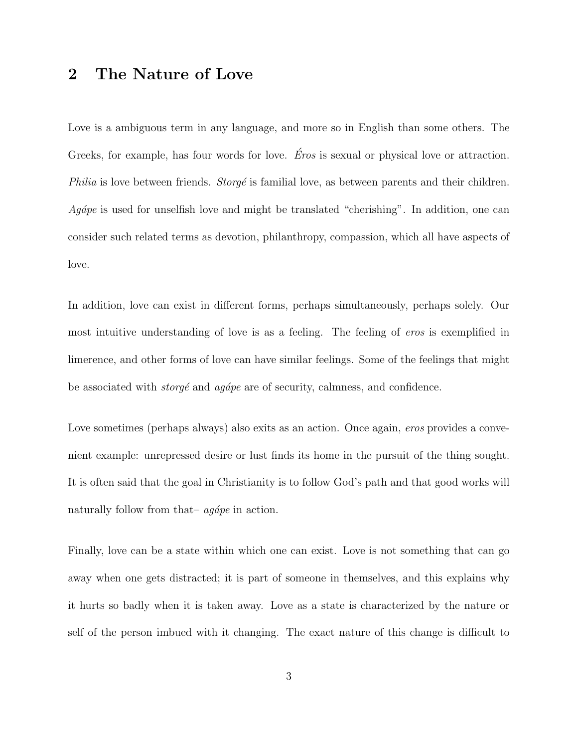## 2 The Nature of Love

Love is a ambiguous term in any language, and more so in English than some others. The Greeks, for example, has four words for love. *Éros* is sexual or physical love or attraction. *Philia* is love between friends. *Storgé* is familial love, as between parents and their children. *Agápe* is used for unselfish love and might be translated "cherishing". In addition, one can consider such related terms as devotion, philanthropy, compassion, which all have aspects of love.

In addition, love can exist in different forms, perhaps simultaneously, perhaps solely. Our most intuitive understanding of love is as a feeling. The feeling of *eros* is exemplified in limerence, and other forms of love can have similar feelings. Some of the feelings that might be associated with *storgé* and *agápe* are of security, calmness, and confidence.

Love sometimes (perhaps always) also exits as an action. Once again, *eros* provides a convenient example: unrepressed desire or lust finds its home in the pursuit of the thing sought. It is often said that the goal in Christianity is to follow God's path and that good works will naturally follow from that– *agápe* in action.

Finally, love can be a state within which one can exist. Love is not something that can go away when one gets distracted; it is part of someone in themselves, and this explains why it hurts so badly when it is taken away. Love as a state is characterized by the nature or self of the person imbued with it changing. The exact nature of this change is difficult to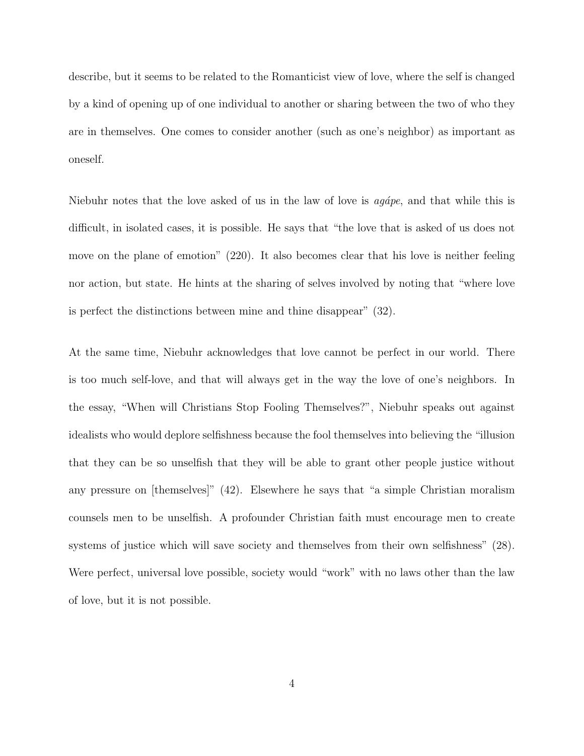describe, but it seems to be related to the Romanticist view of love, where the self is changed by a kind of opening up of one individual to another or sharing between the two of who they are in themselves. One comes to consider another (such as one's neighbor) as important as oneself.

Niebuhr notes that the love asked of us in the law of love is *agápe*, and that while this is difficult, in isolated cases, it is possible. He says that "the love that is asked of us does not move on the plane of emotion" (220). It also becomes clear that his love is neither feeling nor action, but state. He hints at the sharing of selves involved by noting that "where love is perfect the distinctions between mine and thine disappear" (32).

At the same time, Niebuhr acknowledges that love cannot be perfect in our world. There is too much self-love, and that will always get in the way the love of one's neighbors. In the essay, "When will Christians Stop Fooling Themselves?", Niebuhr speaks out against idealists who would deplore selfishness because the fool themselves into believing the "illusion that they can be so unselfish that they will be able to grant other people justice without any pressure on [themselves]" (42). Elsewhere he says that "a simple Christian moralism counsels men to be unselfish. A profounder Christian faith must encourage men to create systems of justice which will save society and themselves from their own selfishness" (28). Were perfect, universal love possible, society would "work" with no laws other than the law of love, but it is not possible.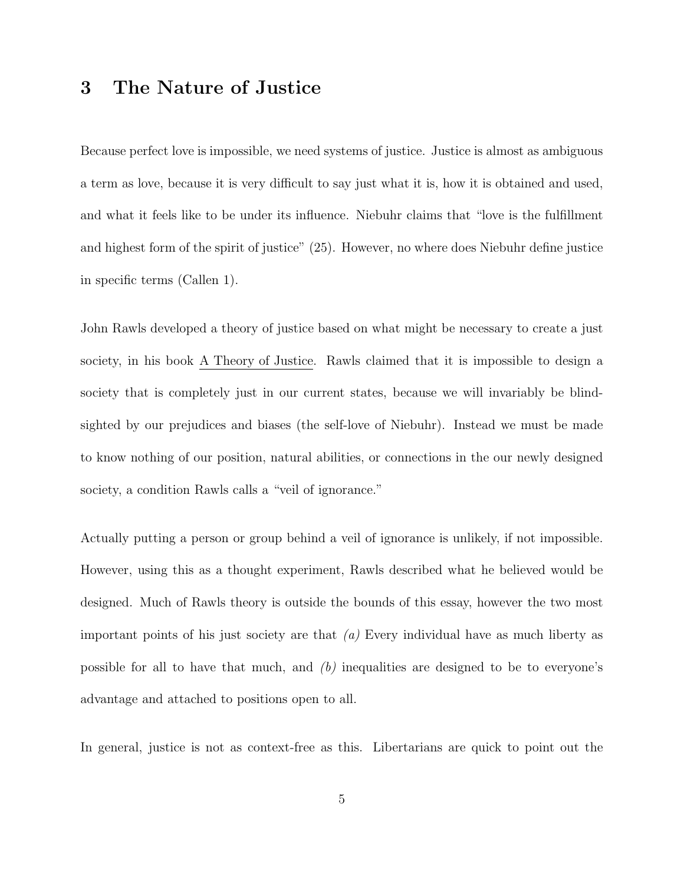## 3 The Nature of Justice

Because perfect love is impossible, we need systems of justice. Justice is almost as ambiguous a term as love, because it is very difficult to say just what it is, how it is obtained and used, and what it feels like to be under its influence. Niebuhr claims that "love is the fulfillment and highest form of the spirit of justice" (25). However, no where does Niebuhr define justice in specific terms (Callen 1).

John Rawls developed a theory of justice based on what might be necessary to create a just society, in his book <u>A Theory of Justice</u>. Rawls claimed that it is impossible to design a society that is completely just in our current states, because we will invariably be blind-sighted by our prejudices and biases (the self-love of Niebuhr). Instead we must be made to know nothing of our position, natural abilities, or connections in the our newly designed society, a condition Rawls calls a "veil of ignorance."

Actually putting a person or group behind a veil of ignorance is unlikely, if not impossible. However, using this as a thought experiment, Rawls described what he believed would be designed. Much of Rawls theory is outside the bounds of this essay, however the two most important points of his just society are that *(a)* Every individual have as much liberty as possible for all to have that much, and *(b)* inequalities are designed to be to everyone's advantage and attached to positions open to all.

In general, justice is not as context-free as this. Libertarians are quick to point out the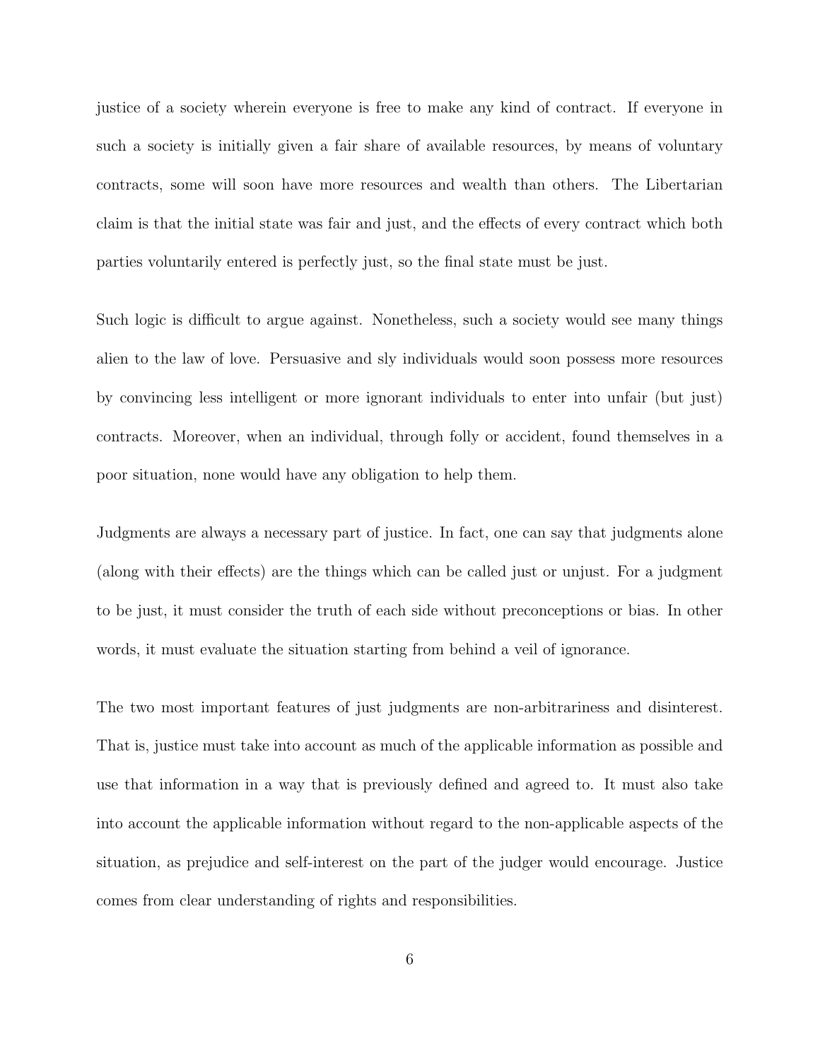justice of a society wherein everyone is free to make any kind of contract. If everyone in such a society is initially given a fair share of available resources, by means of voluntary contracts, some will soon have more resources and wealth than others. The Libertarian claim is that the initial state was fair and just, and the effects of every contract which both parties voluntarily entered is perfectly just, so the final state must be just.

Such logic is difficult to argue against. Nonetheless, such a society would see many things alien to the law of love. Persuasive and sly individuals would soon possess more resources by convincing less intelligent or more ignorant individuals to enter into unfair (but just) contracts. Moreover, when an individual, through folly or accident, found themselves in a poor situation, none would have any obligation to help them.

Judgments are always a necessary part of justice. In fact, one can say that judgments alone (along with their effects) are the things which can be called just or unjust. For a judgment to be just, it must consider the truth of each side without preconceptions or bias. In other words, it must evaluate the situation starting from behind a veil of ignorance.

The two most important features of just judgments are non-arbitrariness and disinterest. That is, justice must take into account as much of the applicable information as possible and use that information in a way that is previously defined and agreed to. It must also take into account the applicable information without regard to the non-applicable aspects of the situation, as prejudice and self-interest on the part of the judger would encourage. Justice comes from clear understanding of rights and responsibilities.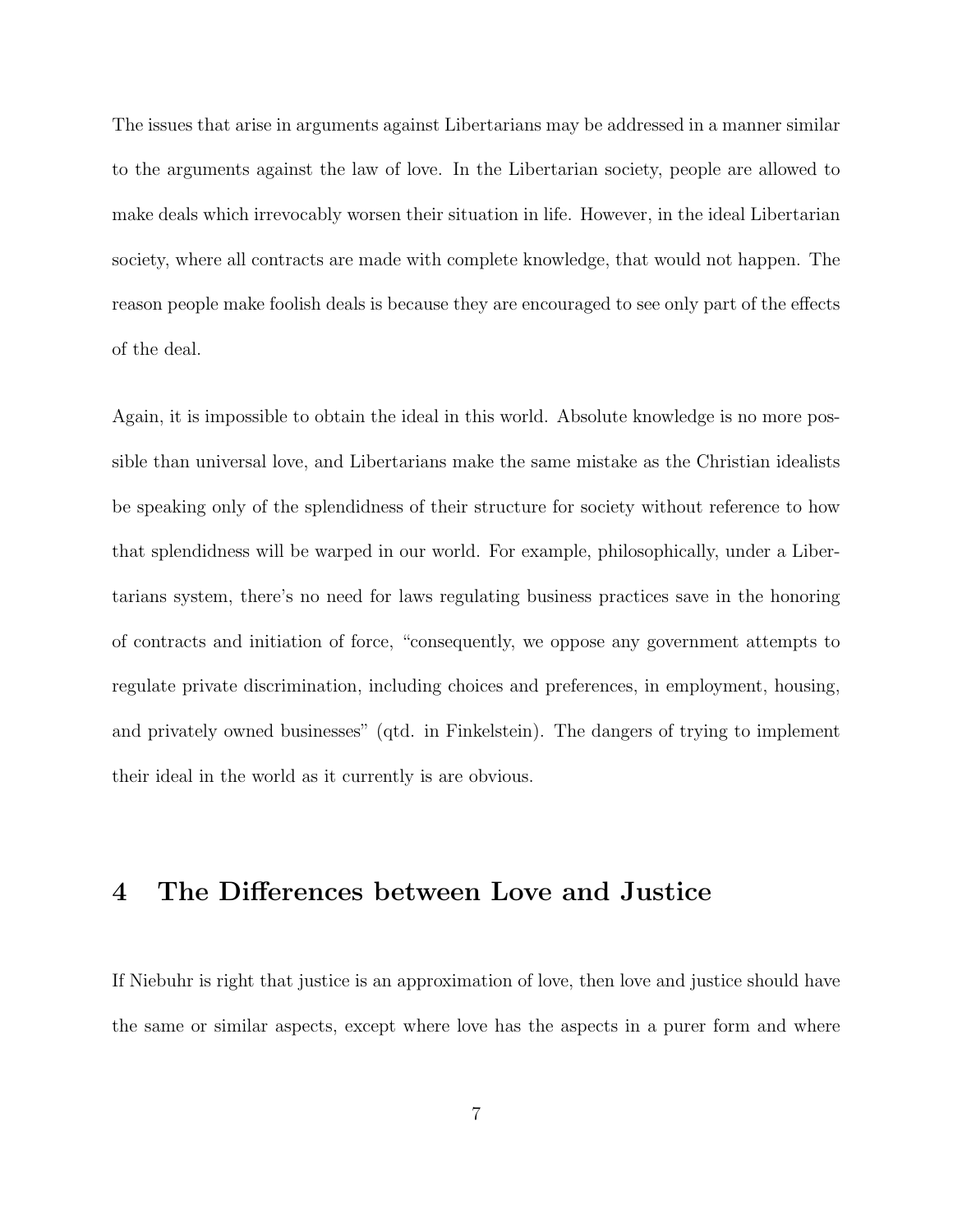The issues that arise in arguments against Libertarians may be addressed in a manner similar to the arguments against the law of love. In the Libertarian society, people are allowed to make deals which irrevocably worsen their situation in life. However, in the ideal Libertarian society, where all contracts are made with complete knowledge, that would not happen. The reason people make foolish deals is because they are encouraged to see only part of the effects of the deal.

Again, it is impossible to obtain the ideal in this world. Absolute knowledge is no more possible than universal love, and Libertarians make the same mistake as the Christian idealists be speaking only of the splendidness of their structure for society without reference to how that splendidness will be warped in our world. For example, philosophically, under a Libertarians system, there's no need for laws regulating business practices save in the honoring of contracts and initiation of force, "consequently, we oppose any government attempts to regulate private discrimination, including choices and preferences, in employment, housing, and privately owned businesses" (qtd. in Finkelstein). The dangers of trying to implement their ideal in the world as it currently is are obvious.

## 4 The Differences between Love and Justice

If Niebuhr is right that justice is an approximation of love, then love and justice should have the same or similar aspects, except where love has the aspects in a purer form and where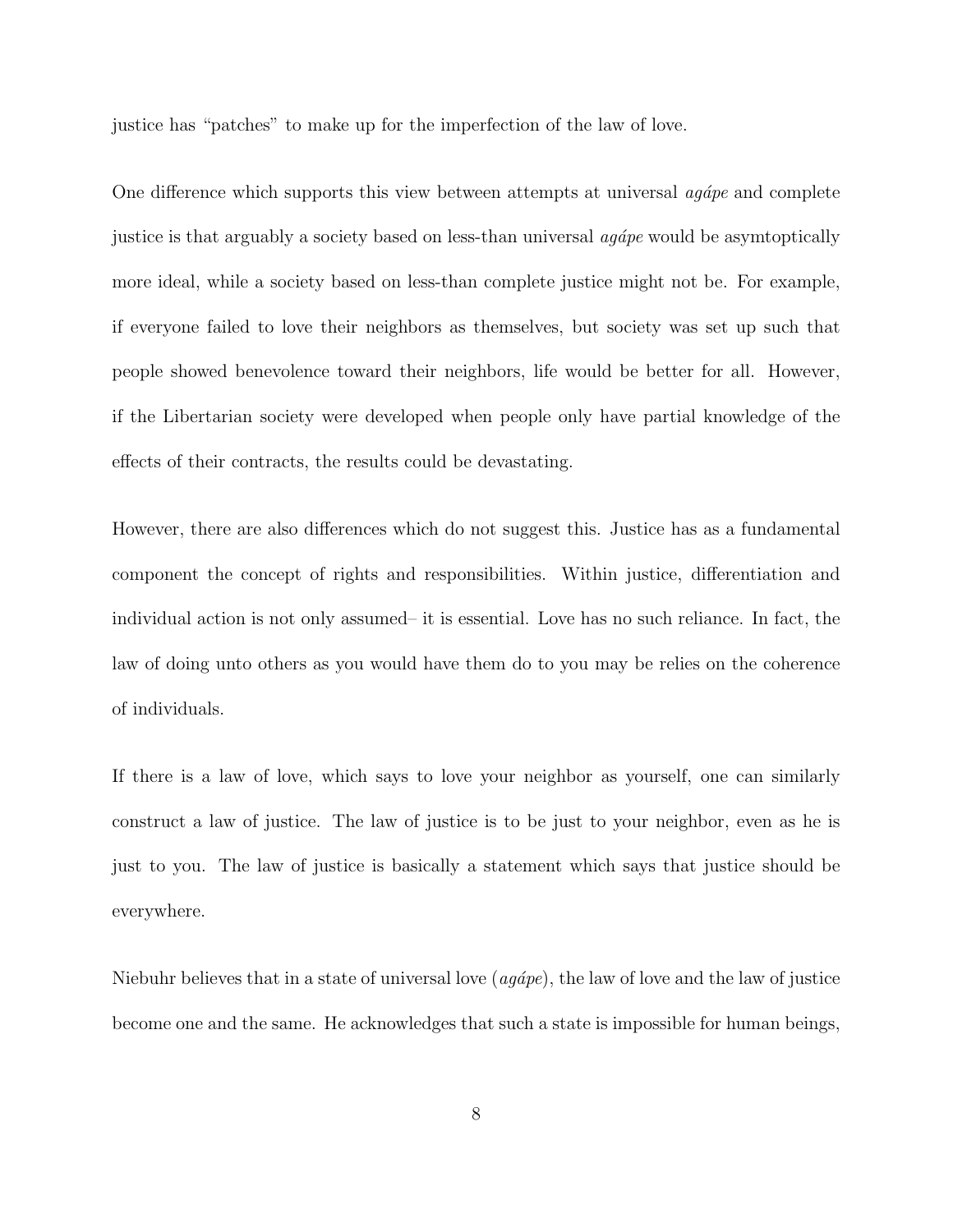justice has "patches" to make up for the imperfection of the law of love.

One difference which supports this view between attempts at universal *agápe* and complete justice is that arguably a society based on less-than universal *agápe* would be asymtoptically more ideal, while a society based on less-than complete justice might not be. For example, if everyone failed to love their neighbors as themselves, but society was set up such that people showed benevolence toward their neighbors, life would be better for all. However, if the Libertarian society were developed when people only have partial knowledge of the effects of their contracts, the results could be devastating.

However, there are also differences which do not suggest this. Justice has as a fundamental component the concept of rights and responsibilities. Within justice, differentiation and individual action is not only assumed– it is essential. Love has no such reliance. In fact, the law of doing unto others as you would have them do to you may be relies on the coherence of individuals.

If there is a law of love, which says to love your neighbor as yourself, one can similarly construct a law of justice. The law of justice is to be just to your neighbor, even as he is just to you. The law of justice is basically a statement which says that justice should be everywhere.

Niebuhr believes that in a state of universal love (*agápe*), the law of love and the law of justice become one and the same. He acknowledges that such a state is impossible for human beings,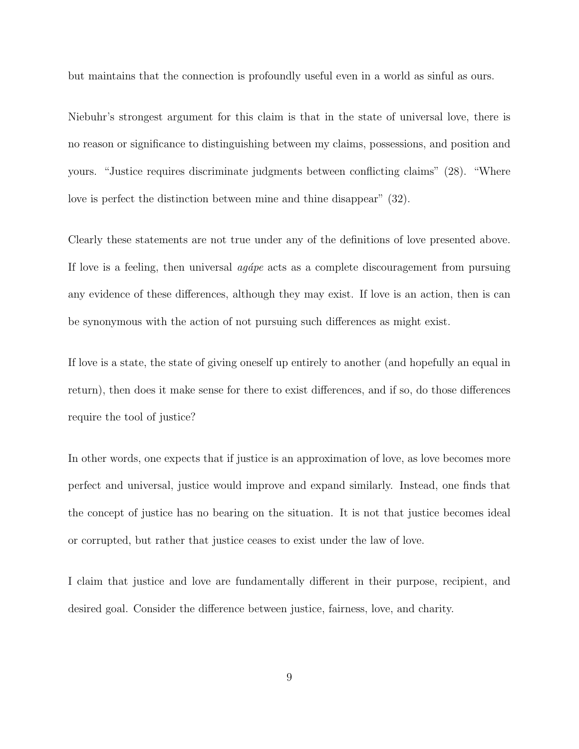but maintains that the connection is profoundly useful even in a world as sinful as ours.

Niebuhr's strongest argument for this claim is that in the state of universal love, there is no reason or significance to distinguishing between my claims, possessions, and position and yours. "Justice requires discriminate judgments between conflicting claims" (28). "Where love is perfect the distinction between mine and thine disappear" (32).

Clearly these statements are not true under any of the definitions of love presented above. If love is a feeling, then universal *agápe* acts as a complete discouragement from pursuing any evidence of these differences, although they may exist. If love is an action, then is can be synonymous with the action of not pursuing such differences as might exist.

If love is a state, the state of giving oneself up entirely to another (and hopefully an equal in return), then does it make sense for there to exist differences, and if so, do those differences require the tool of justice?

In other words, one expects that if justice is an approximation of love, as love becomes more perfect and universal, justice would improve and expand similarly. Instead, one finds that the concept of justice has no bearing on the situation. It is not that justice becomes ideal or corrupted, but rather that justice ceases to exist under the law of love.

I claim that justice and love are fundamentally different in their purpose, recipient, and desired goal. Consider the difference between justice, fairness, love, and charity.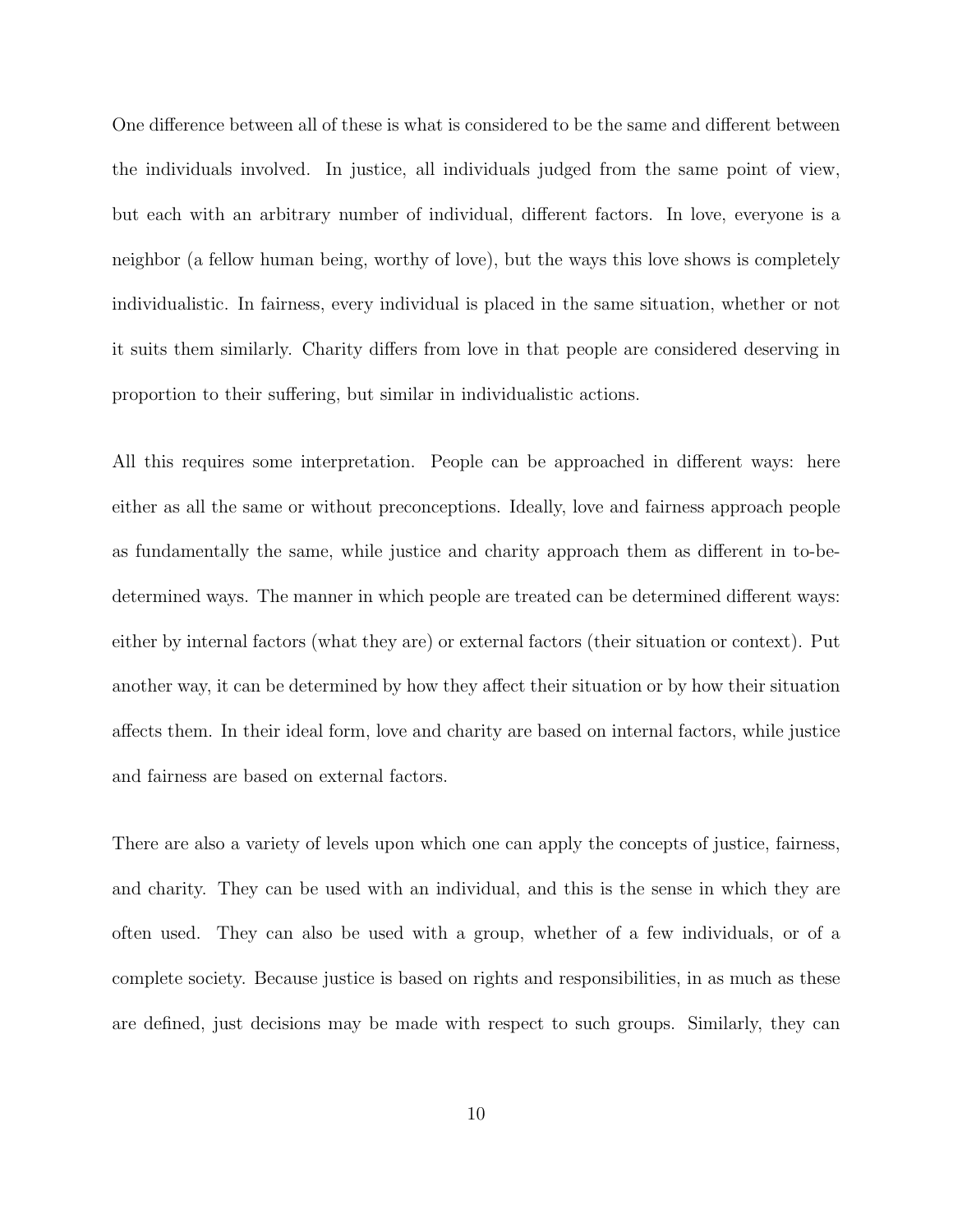One difference between all of these is what is considered to be the same and different between the individuals involved. In justice, all individuals judged from the same point of view, but each with an arbitrary number of individual, different factors. In love, everyone is a neighbor (a fellow human being, worthy of love), but the ways this love shows is completely individualistic. In fairness, every individual is placed in the same situation, whether or not it suits them similarly. Charity differs from love in that people are considered deserving in proportion to their suffering, but similar in individualistic actions.

All this requires some interpretation. People can be approached in different ways: here either as all the same or without preconceptions. Ideally, love and fairness approach people as fundamentally the same, while justice and charity approach them as different in to-be-determined ways. The manner in which people are treated can be determined different ways: either by internal factors (what they are) or external factors (their situation or context). Put another way, it can be determined by how they affect their situation or by how their situation affects them. In their ideal form, love and charity are based on internal factors, while justice and fairness are based on external factors.

There are also a variety of levels upon which one can apply the concepts of justice, fairness, and charity. They can be used with an individual, and this is the sense in which they are often used. They can also be used with a group, whether of a few individuals, or of a complete society. Because justice is based on rights and responsibilities, in as much as these are defined, just decisions may be made with respect to such groups. Similarly, they can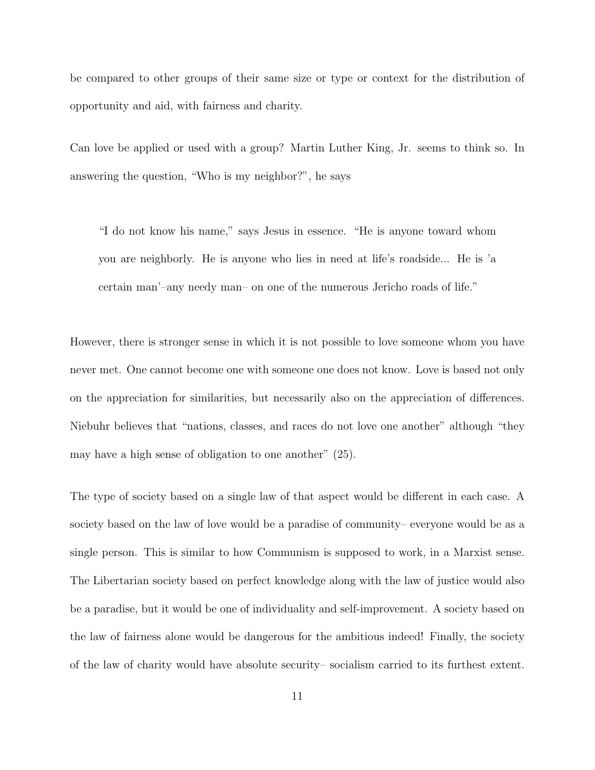be compared to other groups of their same size or type or context for the distribution of opportunity and aid, with fairness and charity.

Can love be applied or used with a group? Martin Luther King, Jr. seems to think so. In answering the question, "Who is my neighbor?", he says

> "I do not know his name," says Jesus in essence. "He is anyone toward whom you are neighborly. He is anyone who lies in need at life's roadside... He is 'a certain man'–any needy man– on one of the numerous Jericho roads of life."

However, there is stronger sense in which it is not possible to love someone whom you have never met. One cannot become one with someone one does not know. Love is based not only on the appreciation for similarities, but necessarily also on the appreciation of differences. Niebuhr believes that "nations, classes, and races do not love one another" although "they may have a high sense of obligation to one another" (25).

The type of society based on a single law of that aspect would be different in each case. A society based on the law of love would be a paradise of community– everyone would be as a single person. This is similar to how Communism is supposed to work, in a Marxist sense. The Libertarian society based on perfect knowledge along with the law of justice would also be a paradise, but it would be one of individuality and self-improvement. A society based on the law of fairness alone would be dangerous for the ambitious indeed! Finally, the society of the law of charity would have absolute security– socialism carried to its furthest extent.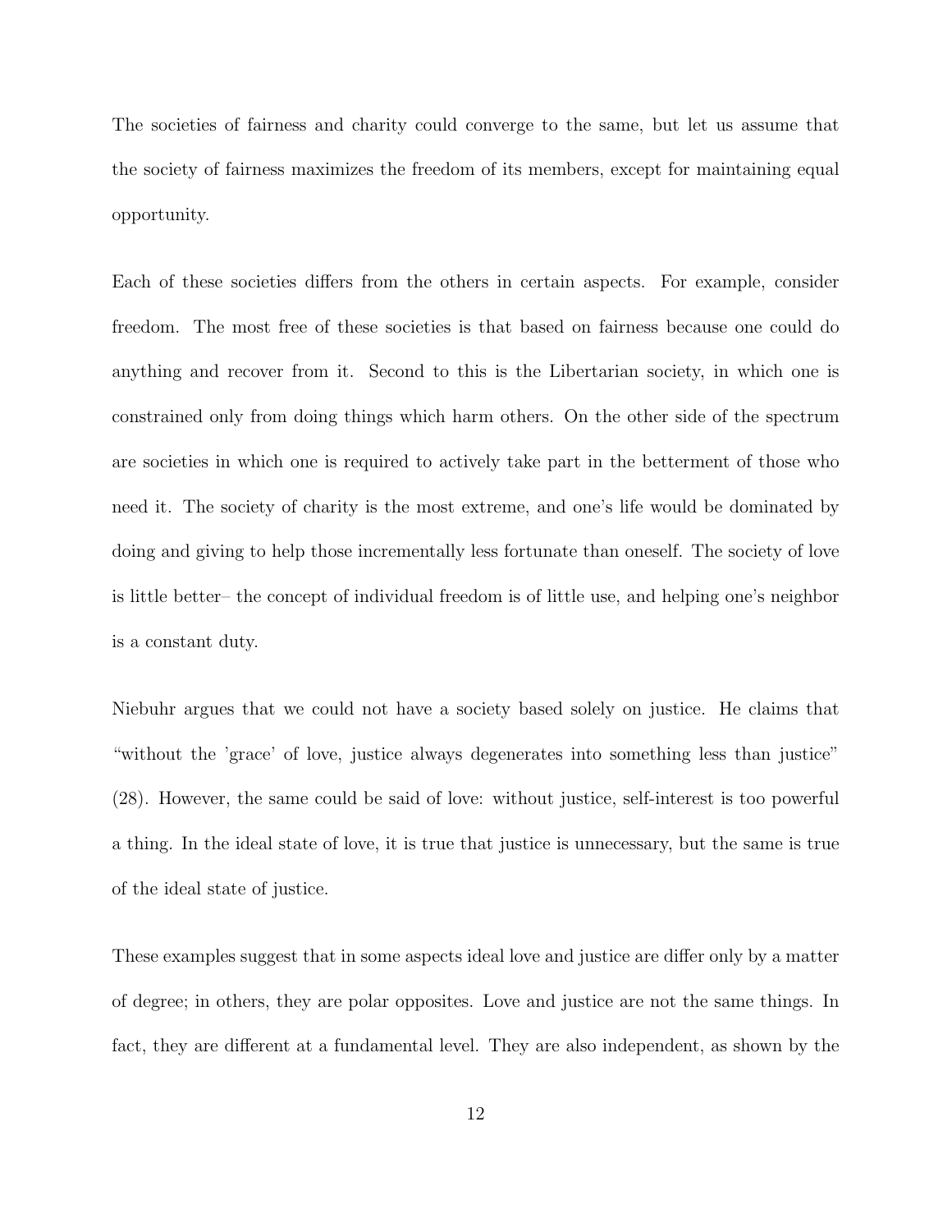The societies of fairness and charity could converge to the same, but let us assume that the society of fairness maximizes the freedom of its members, except for maintaining equal opportunity.

Each of these societies differs from the others in certain aspects. For example, consider freedom. The most free of these societies is that based on fairness because one could do anything and recover from it. Second to this is the Libertarian society, in which one is constrained only from doing things which harm others. On the other side of the spectrum are societies in which one is required to actively take part in the betterment of those who need it. The society of charity is the most extreme, and one's life would be dominated by doing and giving to help those incrementally less fortunate than oneself. The society of love is little better– the concept of individual freedom is of little use, and helping one's neighbor is a constant duty.

Niebuhr argues that we could not have a society based solely on justice. He claims that "without the 'grace' of love, justice always degenerates into something less than justice" (28). However, the same could be said of love: without justice, self-interest is too powerful a thing. In the ideal state of love, it is true that justice is unnecessary, but the same is true of the ideal state of justice.

These examples suggest that in some aspects ideal love and justice are differ only by a matter of degree; in others, they are polar opposites. Love and justice are not the same things. In fact, they are different at a fundamental level. They are also independent, as shown by the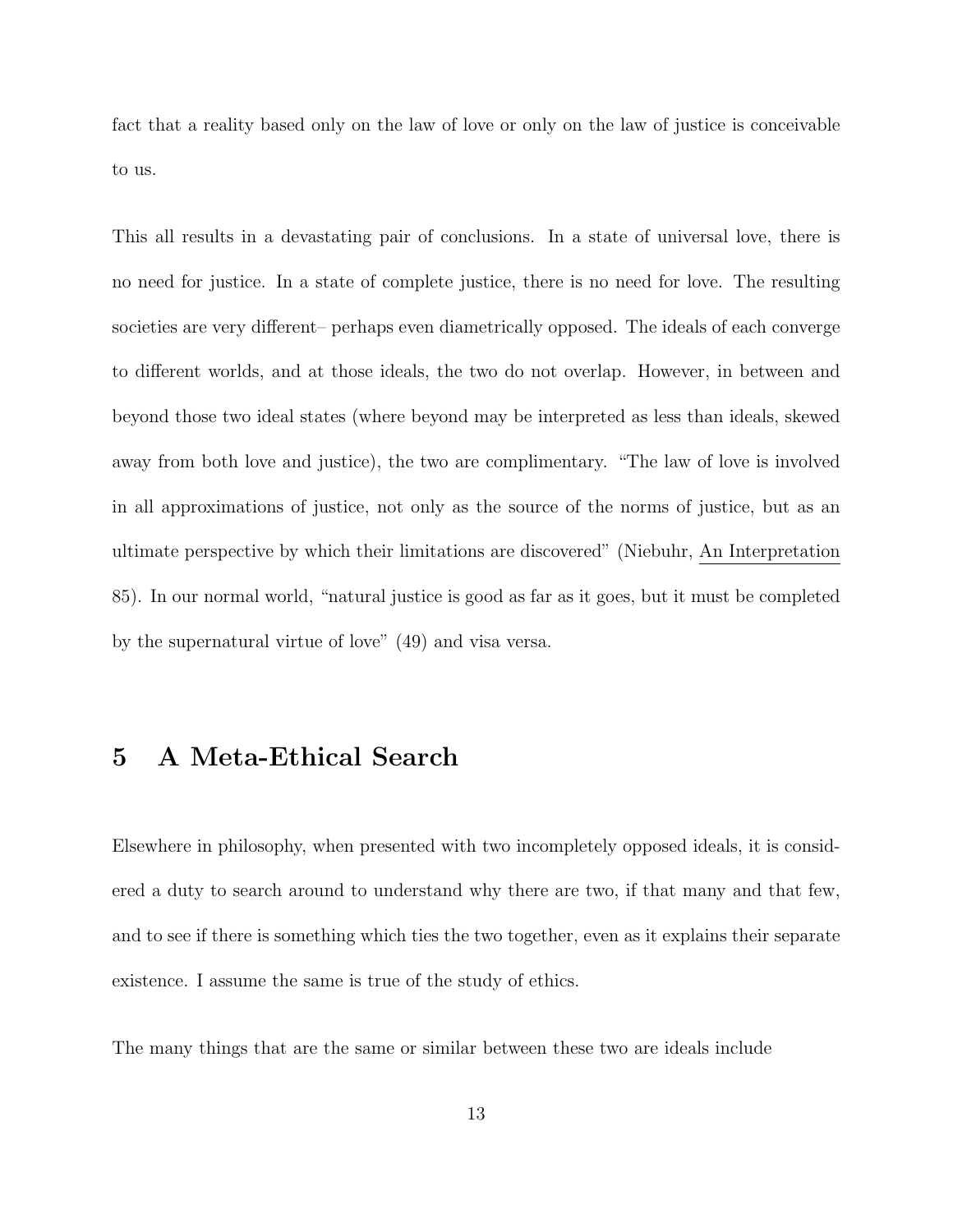fact that a reality based only on the law of love or only on the law of justice is conceivable to us.

This all results in a devastating pair of conclusions. In a state of universal love, there is no need for justice. In a state of complete justice, there is no need for love. The resulting societies are very different– perhaps even diametrically opposed. The ideals of each converge to different worlds, and at those ideals, the two do not overlap. However, in between and beyond those two ideal states (where beyond may be interpreted as less than ideals, skewed away from both love and justice), the two are complimentary. "The law of love is involved in all approximations of justice, not only as the source of the norms of justice, but as an ultimate perspective by which their limitations are discovered" (Niebuhr, <u>An Interpretation</u> 85). In our normal world, "natural justice is good as far as it goes, but it must be completed by the supernatural virtue of love" (49) and visa versa.

## 5 A Meta-Ethical Search

Elsewhere in philosophy, when presented with two incompletely opposed ideals, it is considered a duty to search around to understand why there are two, if that many and that few, and to see if there is something which ties the two together, even as it explains their separate existence. I assume the same is true of the study of ethics.

The many things that are the same or similar between these two are ideals include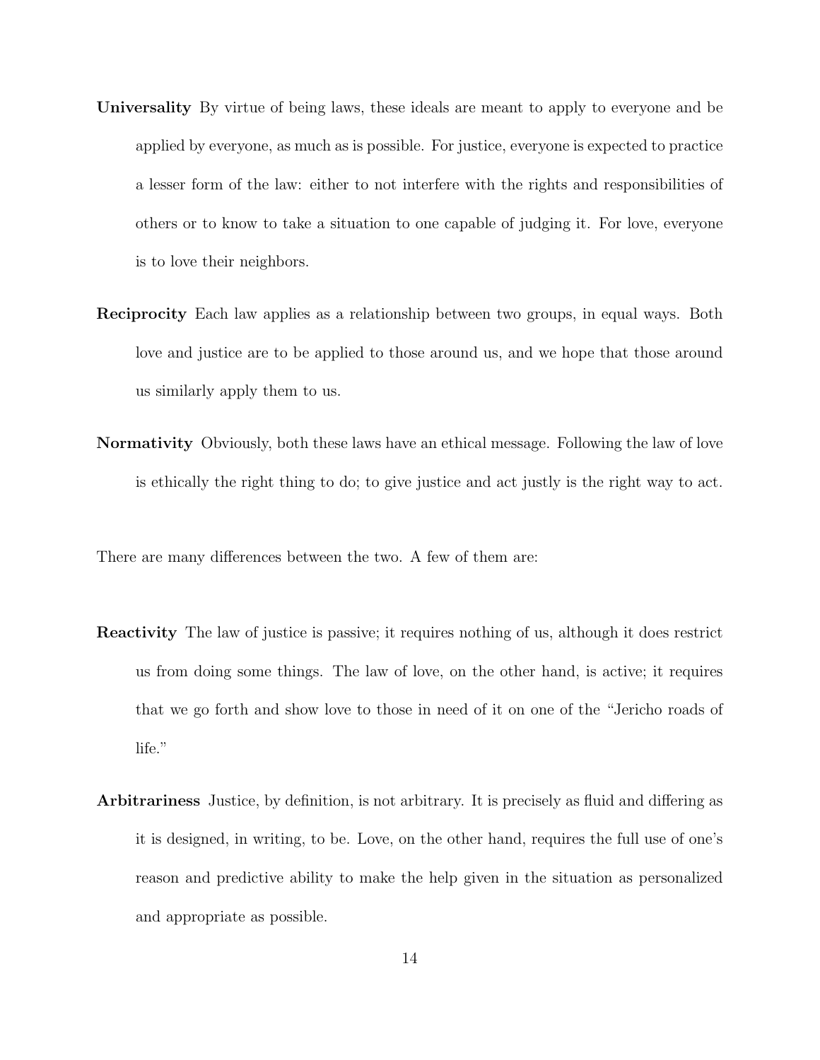**Universality** By virtue of being laws, these ideals are meant to apply to everyone and be applied by everyone, as much as is possible. For justice, everyone is expected to practice a lesser form of the law: either to not interfere with the rights and responsibilities of others or to know to take a situation to one capable of judging it. For love, everyone is to love their neighbors.

**Reciprocity** Each law applies as a relationship between two groups, in equal ways. Both love and justice are to be applied to those around us, and we hope that those around us similarly apply them to us.

**Normativity** Obviously, both these laws have an ethical message. Following the law of love is ethically the right thing to do; to give justice and act justly is the right way to act.

There are many differences between the two. A few of them are:

**Reactivity** The law of justice is passive; it requires nothing of us, although it does restrict us from doing some things. The law of love, on the other hand, is active; it requires that we go forth and show love to those in need of it on one of the "Jericho roads of life."

**Arbitrariness** Justice, by definition, is not arbitrary. It is precisely as fluid and differing as it is designed, in writing, to be. Love, on the other hand, requires the full use of one's reason and predictive ability to make the help given in the situation as personalized and appropriate as possible.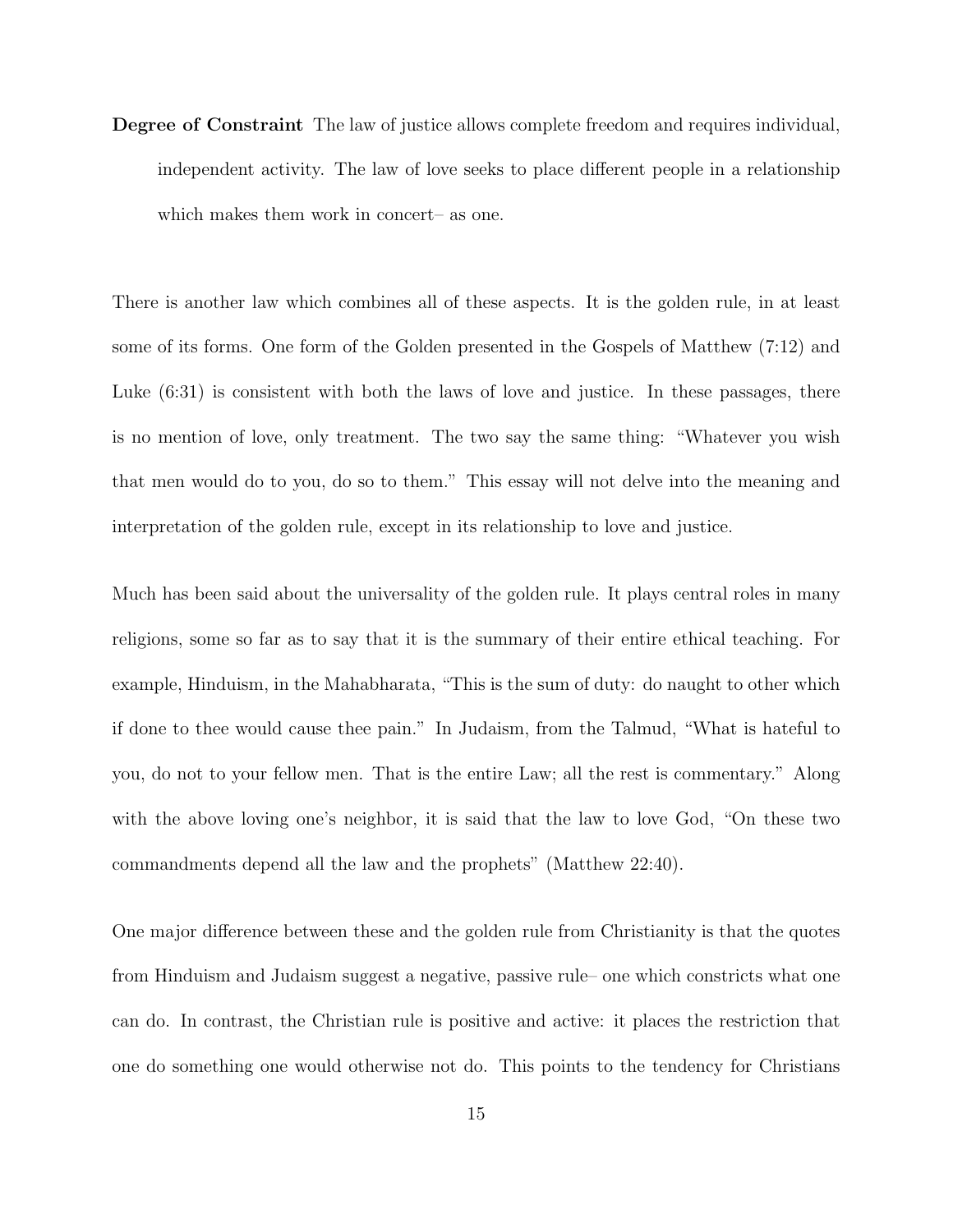**Degree of Constraint** The law of justice allows complete freedom and requires individual, independent activity. The law of love seeks to place different people in a relationship which makes them work in concert– as one.

There is another law which combines all of these aspects. It is the golden rule, in at least some of its forms. One form of the Golden presented in the Gospels of Matthew (7:12) and Luke (6:31) is consistent with both the laws of love and justice. In these passages, there is no mention of love, only treatment. The two say the same thing: "Whatever you wish that men would do to you, do so to them." This essay will not delve into the meaning and interpretation of the golden rule, except in its relationship to love and justice.

Much has been said about the universality of the golden rule. It plays central roles in many religions, some so far as to say that it is the summary of their entire ethical teaching. For example, Hinduism, in the Mahabharata, "This is the sum of duty: do naught to other which if done to thee would cause thee pain." In Judaism, from the Talmud, "What is hateful to you, do not to your fellow men. That is the entire Law; all the rest is commentary." Along with the above loving one's neighbor, it is said that the law to love God, "On these two commandments depend all the law and the prophets" (Matthew 22:40).

One major difference between these and the golden rule from Christianity is that the quotes from Hinduism and Judaism suggest a negative, passive rule– one which constricts what one can do. In contrast, the Christian rule is positive and active: it places the restriction that one do something one would otherwise not do. This points to the tendency for Christians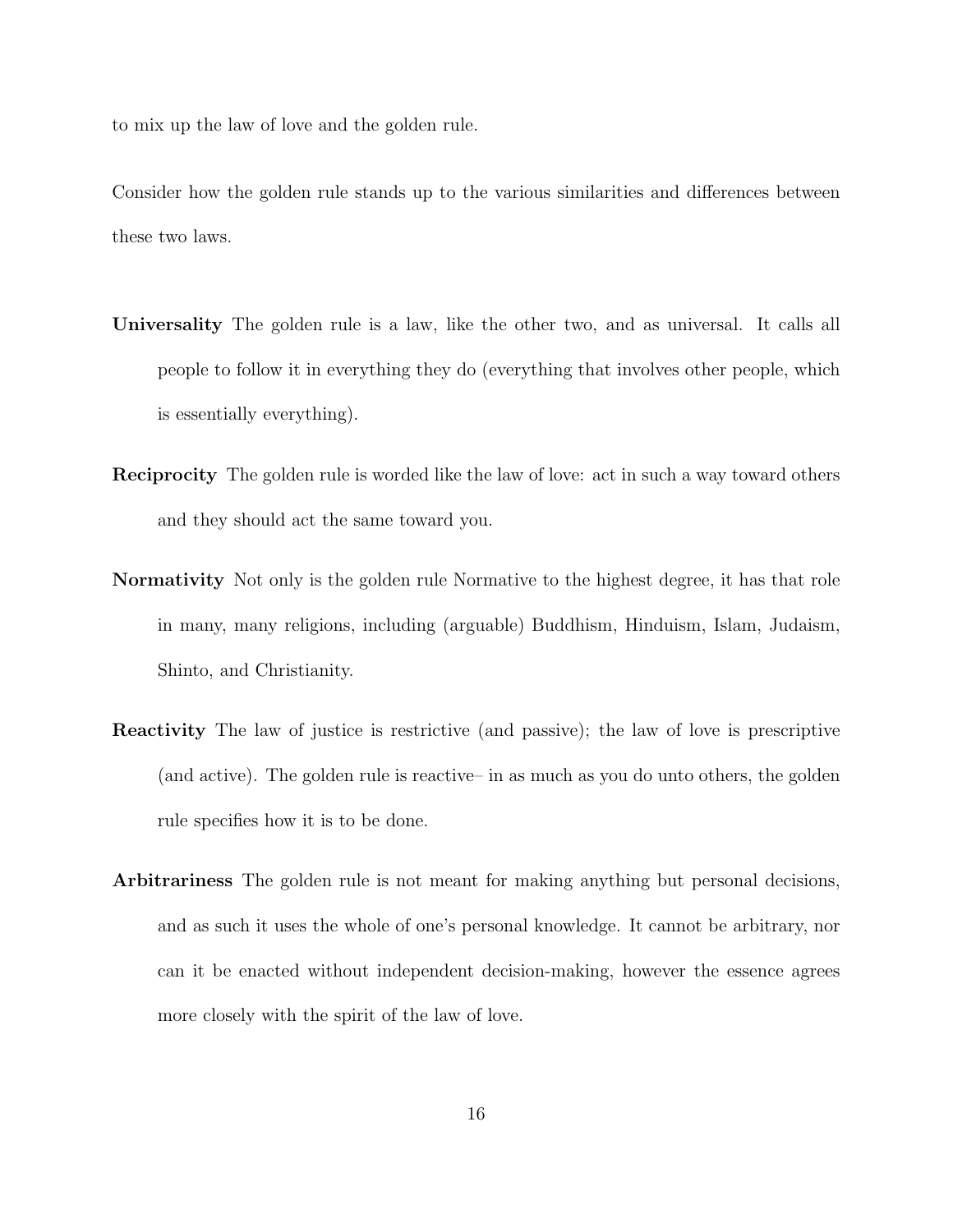to mix up the law of love and the golden rule.

Consider how the golden rule stands up to the various similarities and differences between these two laws.

**Universality** The golden rule is a law, like the other two, and as universal. It calls all people to follow it in everything they do (everything that involves other people, which is essentially everything).

**Reciprocity** The golden rule is worded like the law of love: act in such a way toward others and they should act the same toward you.

**Normativity** Not only is the golden rule Normative to the highest degree, it has that role in many, many religions, including (arguable) Buddhism, Hinduism, Islam, Judaism, Shinto, and Christianity.

**Reactivity** The law of justice is restrictive (and passive); the law of love is prescriptive (and active). The golden rule is reactive– in as much as you do unto others, the golden rule specifies how it is to be done.

**Arbitrariness** The golden rule is not meant for making anything but personal decisions, and as such it uses the whole of one's personal knowledge. It cannot be arbitrary, nor can it be enacted without independent decision-making, however the essence agrees more closely with the spirit of the law of love.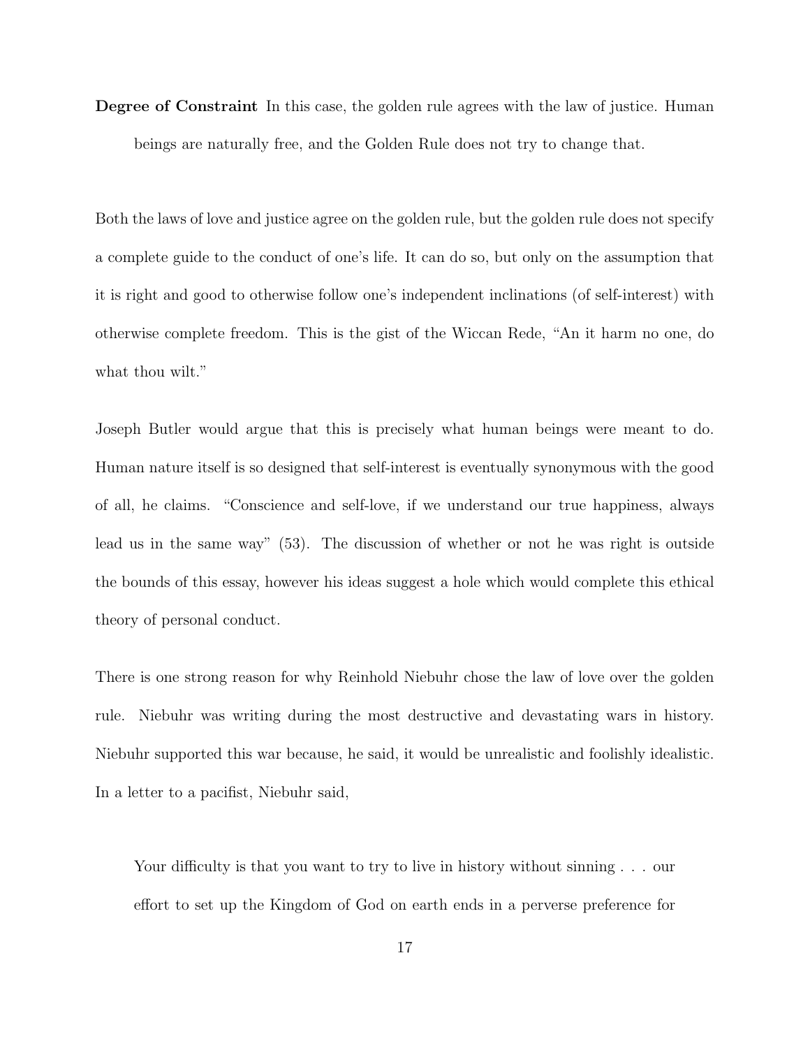**Degree of Constraint** In this case, the golden rule agrees with the law of justice. Human beings are naturally free, and the Golden Rule does not try to change that.

Both the laws of love and justice agree on the golden rule, but the golden rule does not specify a complete guide to the conduct of one's life. It can do so, but only on the assumption that it is right and good to otherwise follow one's independent inclinations (of self-interest) with otherwise complete freedom. This is the gist of the Wiccan Rede, "An it harm no one, do what thou wilt."

Joseph Butler would argue that this is precisely what human beings were meant to do. Human nature itself is so designed that self-interest is eventually synonymous with the good of all, he claims. "Conscience and self-love, if we understand our true happiness, always lead us in the same way" (53). The discussion of whether or not he was right is outside the bounds of this essay, however his ideas suggest a hole which would complete this ethical theory of personal conduct.

There is one strong reason for why Reinhold Niebuhr chose the law of love over the golden rule. Niebuhr was writing during the most destructive and devastating wars in history. Niebuhr supported this war because, he said, it would be unrealistic and foolishly idealistic. In a letter to a pacifist, Niebuhr said,

> Your difficulty is that you want to try to live in history without sinning . . . our effort to set up the Kingdom of God on earth ends in a perverse preference for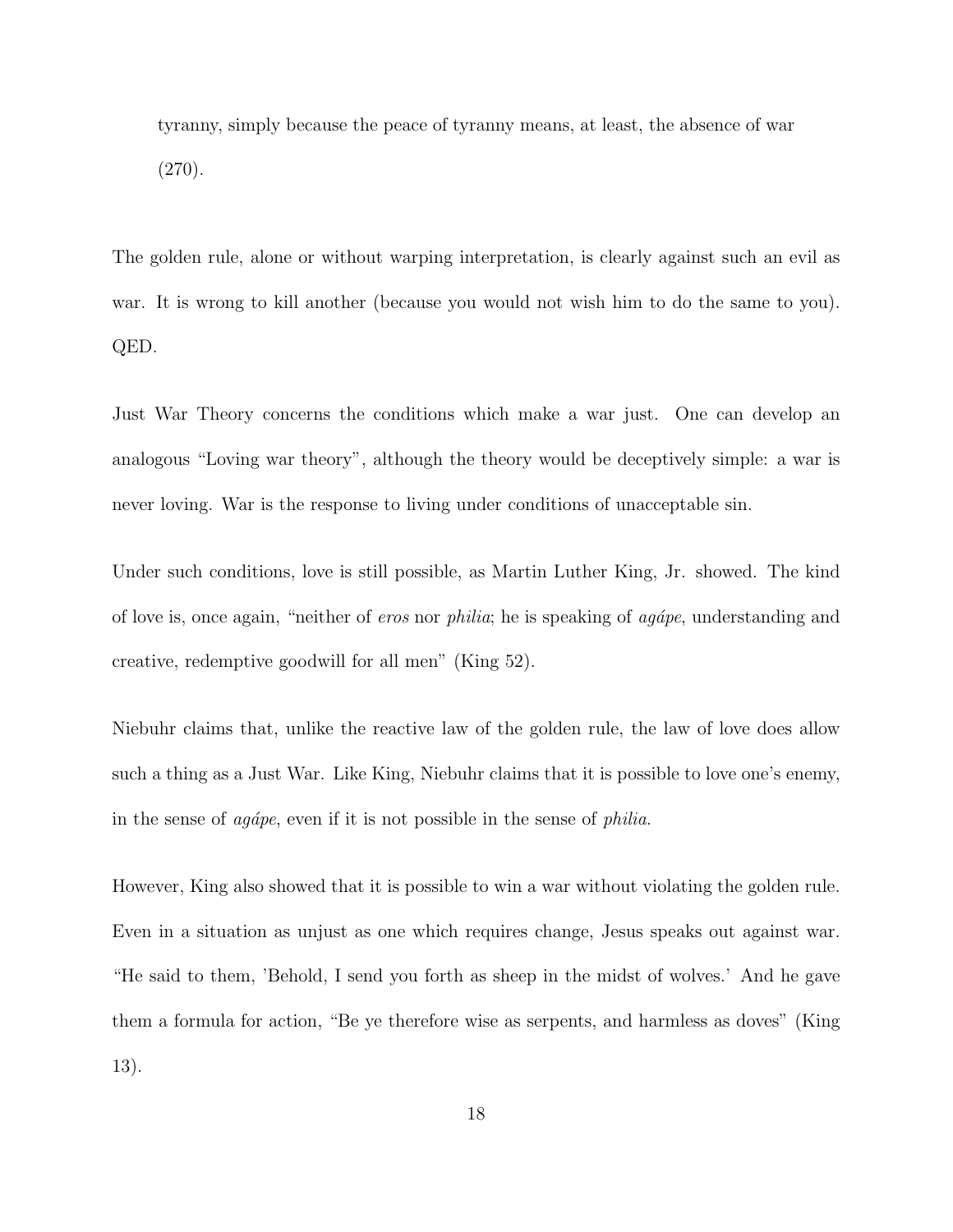> tyranny, simply because the peace of tyranny means, at least, the absence of war (270).

The golden rule, alone or without warping interpretation, is clearly against such an evil as war. It is wrong to kill another (because you would not wish him to do the same to you). QED.

Just War Theory concerns the conditions which make a war just. One can develop an analogous "Loving war theory", although the theory would be deceptively simple: a war is never loving. War is the response to living under conditions of unacceptable sin.

Under such conditions, love is still possible, as Martin Luther King, Jr. showed. The kind of love is, once again, "neither of *eros* nor *philia*; he is speaking of *agápe*, understanding and creative, redemptive goodwill for all men" (King 52).

Niebuhr claims that, unlike the reactive law of the golden rule, the law of love does allow such a thing as a Just War. Like King, Niebuhr claims that it is possible to love one's enemy, in the sense of *agápe*, even if it is not possible in the sense of *philia*.

However, King also showed that it is possible to win a war without violating the golden rule. Even in a situation as unjust as one which requires change, Jesus speaks out against war. "He said to them, 'Behold, I send you forth as sheep in the midst of wolves.' And he gave them a formula for action, "Be ye therefore wise as serpents, and harmless as doves" (King 13).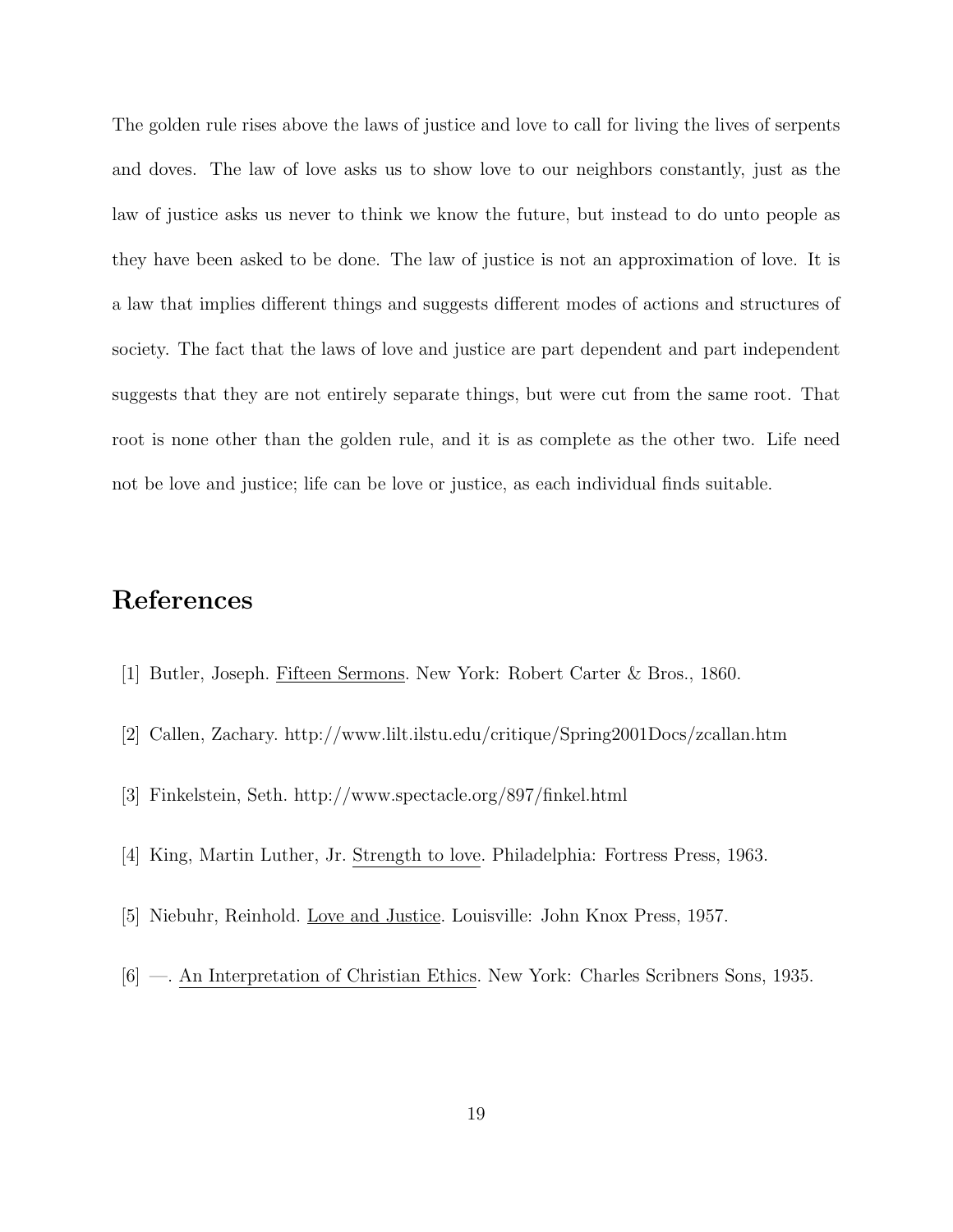The golden rule rises above the laws of justice and love to call for living the lives of serpents and doves. The law of love asks us to show love to our neighbors constantly, just as the law of justice asks us never to think we know the future, but instead to do unto people as they have been asked to be done. The law of justice is not an approximation of love. It is a law that implies different things and suggests different modes of actions and structures of society. The fact that the laws of love and justice are part dependent and part independent suggests that they are not entirely separate things, but were cut from the same root. That root is none other than the golden rule, and it is as complete as the other two. Life need not be love and justice; life can be love or justice, as each individual finds suitable.

## References

[1] Butler, Joseph. Fifteen Sermons. New York: Robert Carter & Bros., 1860.

[2] Callen, Zachary. http://www.lilt.ilstu.edu/critique/Spring2001Docs/zcallan.htm

[3] Finkelstein, Seth. http://www.spectacle.org/897/finkel.html

[4] King, Martin Luther, Jr. Strength to love. Philadelphia: Fortress Press, 1963.

[5] Niebuhr, Reinhold. Love and Justice. Louisville: John Knox Press, 1957.

[6] —. An Interpretation of Christian Ethics. New York: Charles Scribners Sons, 1935.